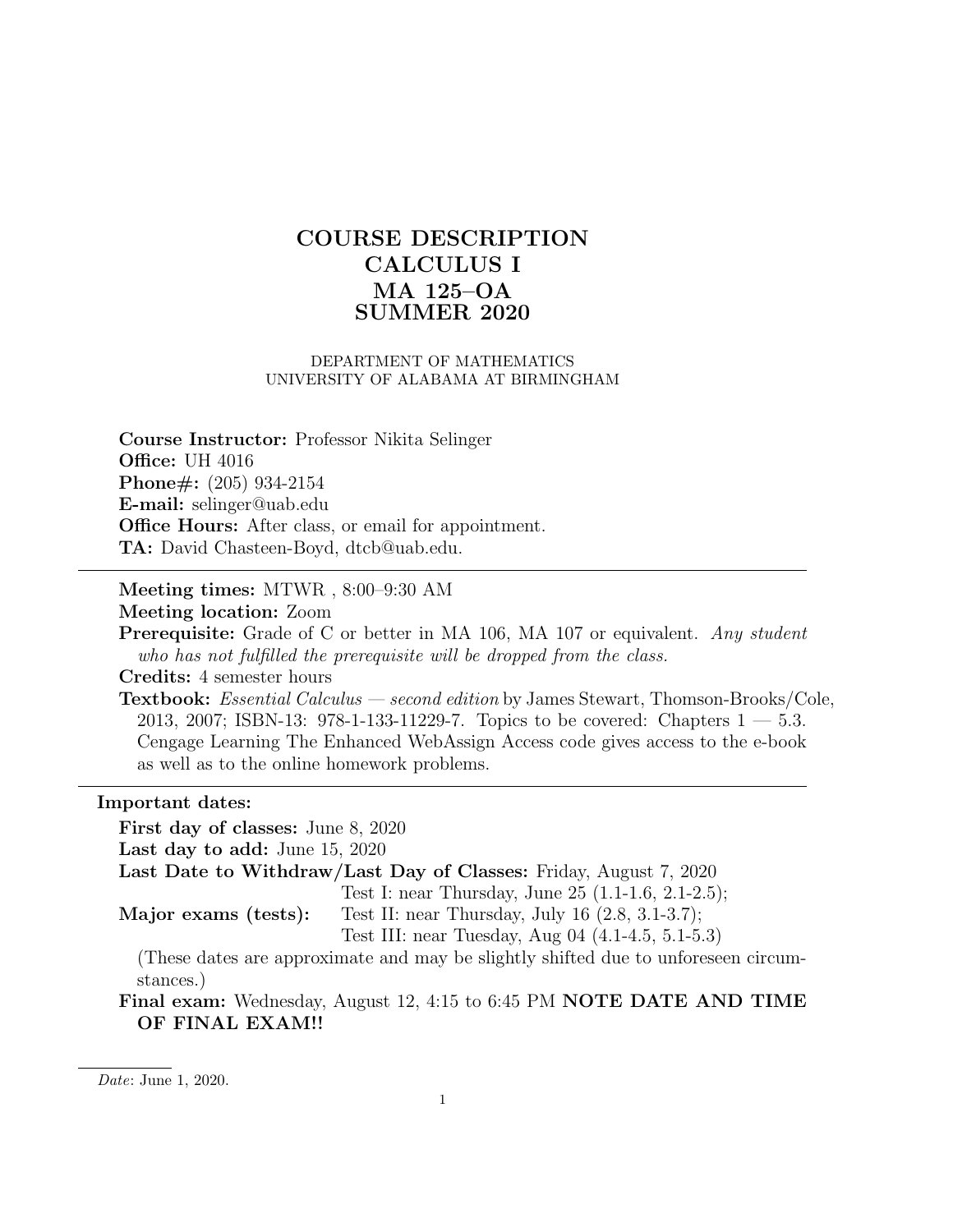# COURSE DESCRIPTION
# CALCULUS I
# MA 125–OA
# SUMMER 2020

DEPARTMENT OF MATHEMATICS
UNIVERSITY OF ALABAMA AT BIRMINGHAM

**Course Instructor:** Professor Nikita Selinger
**Office:** UH 4016
**Phone#:** (205) 934-2154
**E-mail:** selinger@uab.edu
**Office Hours:** After class, or email for appointment.
**TA:** David Chasteen-Boyd, dtcb@uab.edu.

---

**Meeting times:** MTWR , 8:00–9:30 AM
**Meeting location:** Zoom
**Prerequisite:** Grade of C or better in MA 106, MA 107 or equivalent. *Any student who has not fulfilled the prerequisite will be dropped from the class.*
**Credits:** 4 semester hours
**Textbook:** *Essential Calculus — second edition* by James Stewart, Thomson-Brooks/Cole, 2013, 2007; ISBN-13: 978-1-133-11229-7. Topics to be covered: Chapters 1 — 5.3. Cengage Learning The Enhanced WebAssign Access code gives access to the e-book as well as to the online homework problems.

---

**Important dates:**

**First day of classes:** June 8, 2020
**Last day to add:** June 15, 2020
**Last Date to Withdraw/Last Day of Classes:** Friday, August 7, 2020
**Major exams (tests):**
Test I: near Thursday, June 25 (1.1-1.6, 2.1-2.5);
Test II: near Thursday, July 16 (2.8, 3.1-3.7);
Test III: near Tuesday, Aug 04 (4.1-4.5, 5.1-5.3)

(These dates are approximate and may be slightly shifted due to unforeseen circumstances.)

**Final exam:** Wednesday, August 12, 4:15 to 6:45 PM **NOTE DATE AND TIME OF FINAL EXAM!!**

---

*Date*: June 1, 2020.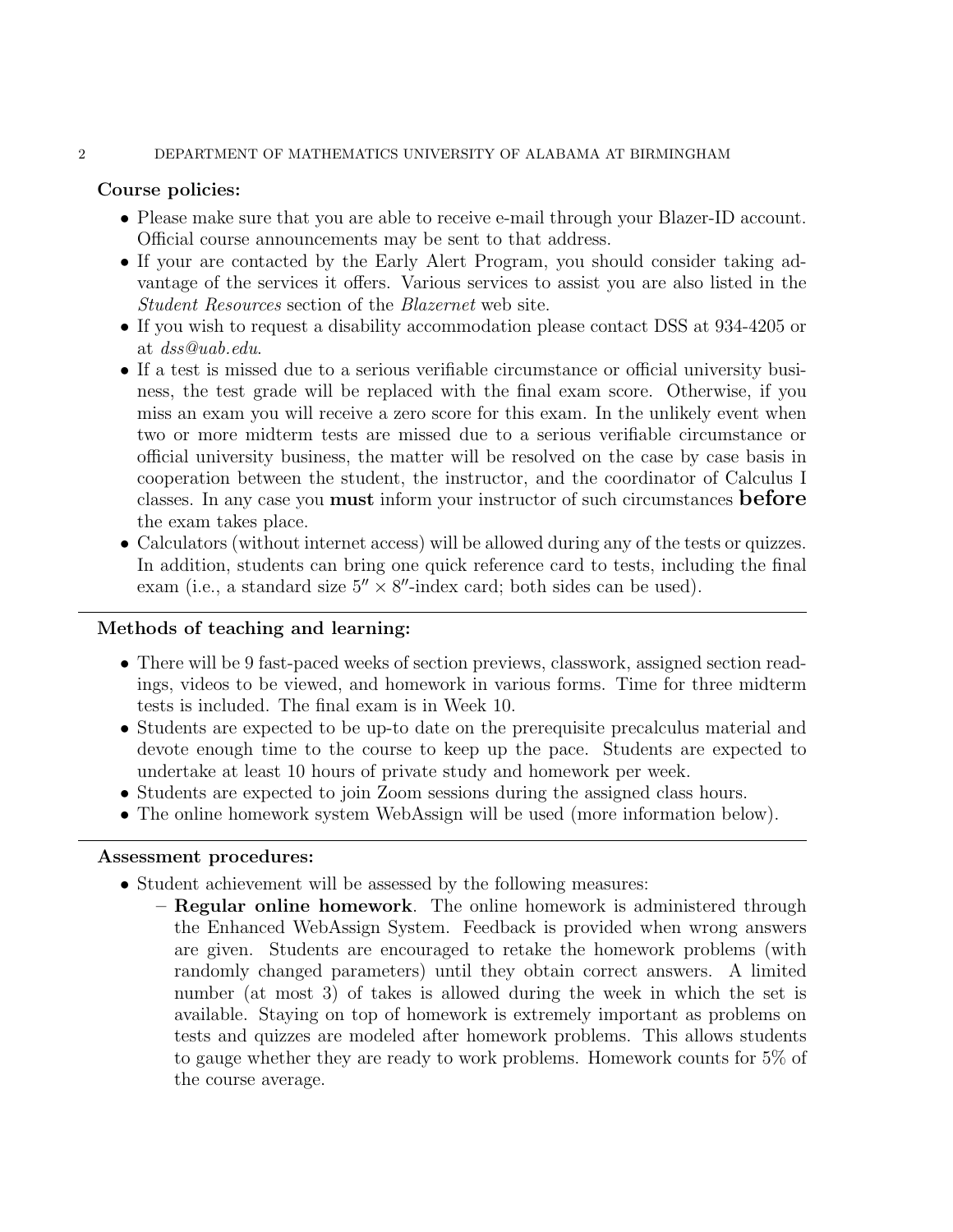**Course policies:**

- Please make sure that you are able to receive e-mail through your Blazer-ID account. Official course announcements may be sent to that address.
- If your are contacted by the Early Alert Program, you should consider taking advantage of the services it offers. Various services to assist you are also listed in the *Student Resources* section of the *Blazernet* web site.
- If you wish to request a disability accommodation please contact DSS at 934-4205 or at *dss@uab.edu*.
- If a test is missed due to a serious verifiable circumstance or official university business, the test grade will be replaced with the final exam score. Otherwise, if you miss an exam you will receive a zero score for this exam. In the unlikely event when two or more midterm tests are missed due to a serious verifiable circumstance or official university business, the matter will be resolved on the case by case basis in cooperation between the student, the instructor, and the coordinator of Calculus I classes. In any case you **must** inform your instructor of such circumstances **before** the exam takes place.
- Calculators (without internet access) will be allowed during any of the tests or quizzes. In addition, students can bring one quick reference card to tests, including the final exam (i.e., a standard size $5'' \times 8''$-index card; both sides can be used).

---

**Methods of teaching and learning:**

- There will be 9 fast-paced weeks of section previews, classwork, assigned section readings, videos to be viewed, and homework in various forms. Time for three midterm tests is included. The final exam is in Week 10.
- Students are expected to be up-to date on the prerequisite precalculus material and devote enough time to the course to keep up the pace. Students are expected to undertake at least 10 hours of private study and homework per week.
- Students are expected to join Zoom sessions during the assigned class hours.
- The online homework system WebAssign will be used (more information below).

---

**Assessment procedures:**

- Student achievement will be assessed by the following measures:
  - **Regular online homework**. The online homework is administered through the Enhanced WebAssign System. Feedback is provided when wrong answers are given. Students are encouraged to retake the homework problems (with randomly changed parameters) until they obtain correct answers. A limited number (at most 3) of takes is allowed during the week in which the set is available. Staying on top of homework is extremely important as problems on tests and quizzes are modeled after homework problems. This allows students to gauge whether they are ready to work problems. Homework counts for 5% of the course average.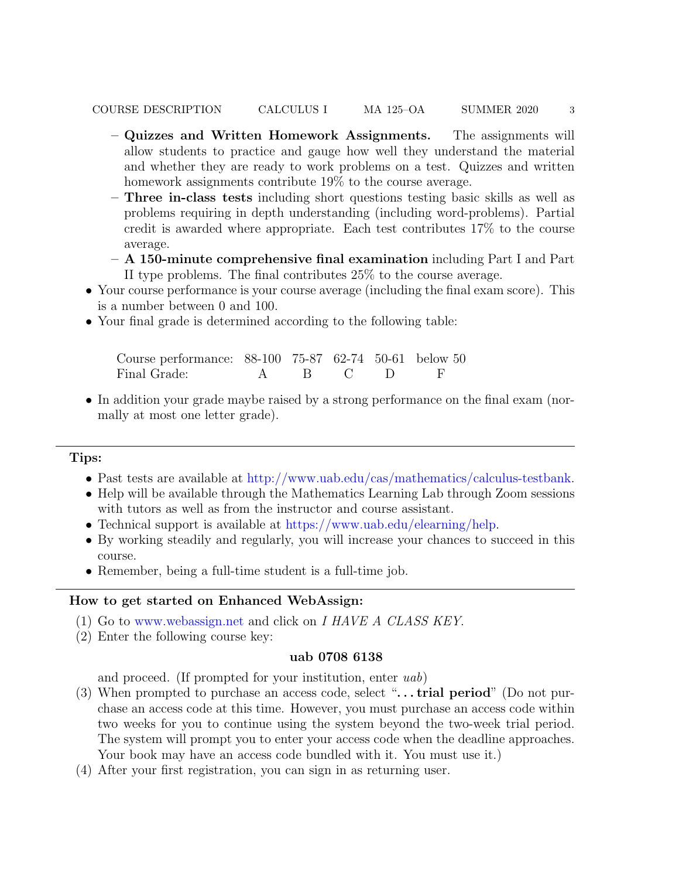- **Quizzes and Written Homework Assignments.** The assignments will allow students to practice and gauge how well they understand the material and whether they are ready to work problems on a test. Quizzes and written homework assignments contribute 19% to the course average.
  - **Three in-class tests** including short questions testing basic skills as well as problems requiring in depth understanding (including word-problems). Partial credit is awarded where appropriate. Each test contributes 17% to the course average.
  - **A 150-minute comprehensive final examination** including Part I and Part II type problems. The final contributes 25% to the course average.
- Your course performance is your course average (including the final exam score). This is a number between 0 and 100.
- Your final grade is determined according to the following table:

| Course performance: | 88-100 | 75-87 | 62-74 | 50-61 | below 50 |
|---|---|---|---|---|---|
| Final Grade: | A | B | C | D | F |

- In addition your grade maybe raised by a strong performance on the final exam (normally at most one letter grade).

---

**Tips:**

- Past tests are available at http://www.uab.edu/cas/mathematics/calculus-testbank.
- Help will be available through the Mathematics Learning Lab through Zoom sessions with tutors as well as from the instructor and course assistant.
- Technical support is available at https://www.uab.edu/elearning/help.
- By working steadily and regularly, you will increase your chances to succeed in this course.
- Remember, being a full-time student is a full-time job.

---

**How to get started on Enhanced WebAssign:**

(1) Go to www.webassign.net and click on *I HAVE A CLASS KEY*.

(2) Enter the following course key:

**uab 0708 6138**

and proceed. (If prompted for your institution, enter *uab*)

(3) When prompted to purchase an access code, select "**. . . trial period**" (Do not purchase an access code at this time. However, you must purchase an access code within two weeks for you to continue using the system beyond the two-week trial period. The system will prompt you to enter your access code when the deadline approaches. Your book may have an access code bundled with it. You must use it.)

(4) After your first registration, you can sign in as returning user.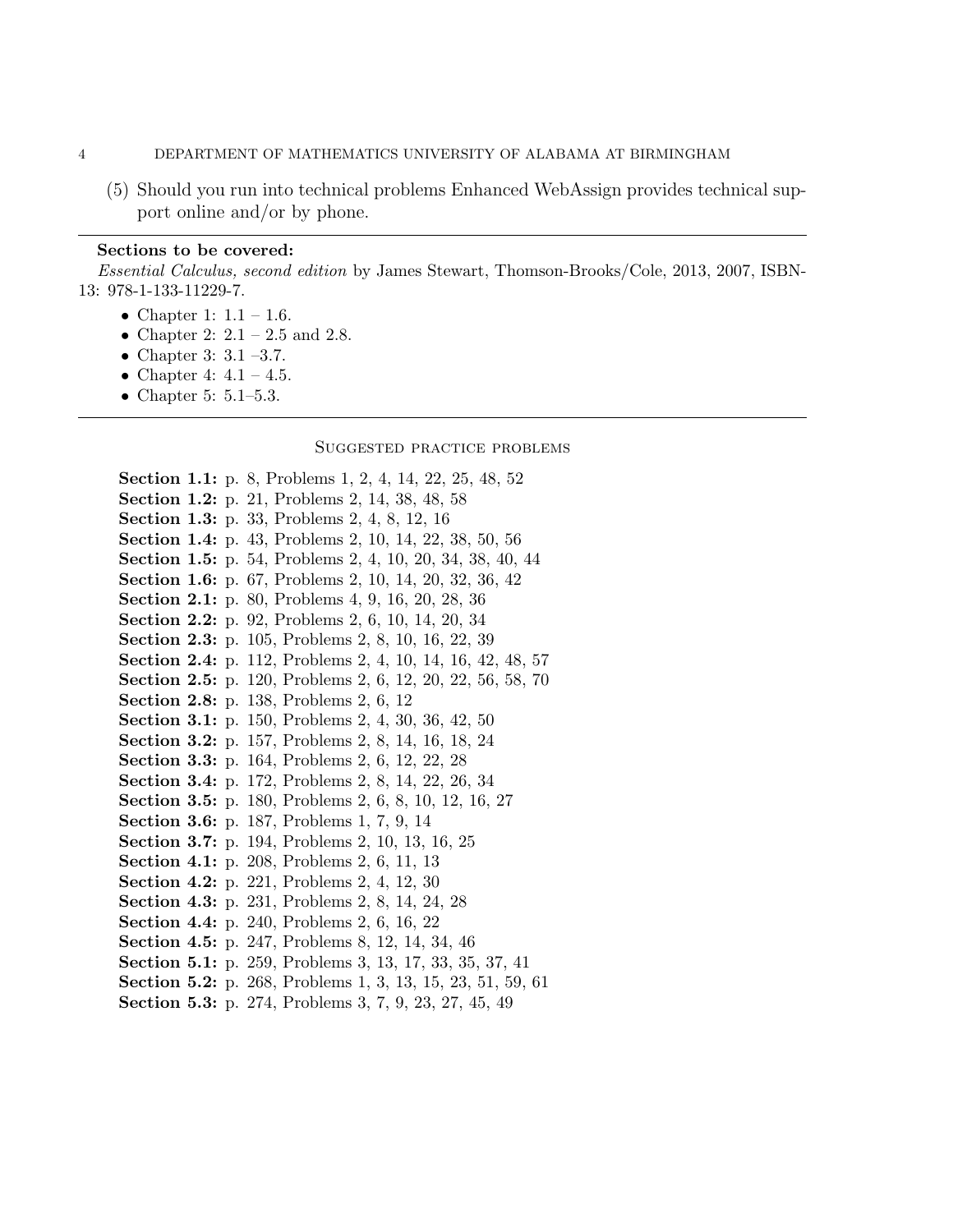(5) Should you run into technical problems Enhanced WebAssign provides technical support online and/or by phone.

---

**Sections to be covered:**

*Essential Calculus, second edition* by James Stewart, Thomson-Brooks/Cole, 2013, 2007, ISBN-13: 978-1-133-11229-7.

- Chapter 1: 1.1 – 1.6.
- Chapter 2: 2.1 – 2.5 and 2.8.
- Chapter 3: 3.1 –3.7.
- Chapter 4: 4.1 – 4.5.
- Chapter 5: 5.1–5.3.

---

## Suggested practice problems

**Section 1.1:** p. 8, Problems 1, 2, 4, 14, 22, 25, 48, 52
**Section 1.2:** p. 21, Problems 2, 14, 38, 48, 58
**Section 1.3:** p. 33, Problems 2, 4, 8, 12, 16
**Section 1.4:** p. 43, Problems 2, 10, 14, 22, 38, 50, 56
**Section 1.5:** p. 54, Problems 2, 4, 10, 20, 34, 38, 40, 44
**Section 1.6:** p. 67, Problems 2, 10, 14, 20, 32, 36, 42
**Section 2.1:** p. 80, Problems 4, 9, 16, 20, 28, 36
**Section 2.2:** p. 92, Problems 2, 6, 10, 14, 20, 34
**Section 2.3:** p. 105, Problems 2, 8, 10, 16, 22, 39
**Section 2.4:** p. 112, Problems 2, 4, 10, 14, 16, 42, 48, 57
**Section 2.5:** p. 120, Problems 2, 6, 12, 20, 22, 56, 58, 70
**Section 2.8:** p. 138, Problems 2, 6, 12
**Section 3.1:** p. 150, Problems 2, 4, 30, 36, 42, 50
**Section 3.2:** p. 157, Problems 2, 8, 14, 16, 18, 24
**Section 3.3:** p. 164, Problems 2, 6, 12, 22, 28
**Section 3.4:** p. 172, Problems 2, 8, 14, 22, 26, 34
**Section 3.5:** p. 180, Problems 2, 6, 8, 10, 12, 16, 27
**Section 3.6:** p. 187, Problems 1, 7, 9, 14
**Section 3.7:** p. 194, Problems 2, 10, 13, 16, 25
**Section 4.1:** p. 208, Problems 2, 6, 11, 13
**Section 4.2:** p. 221, Problems 2, 4, 12, 30
**Section 4.3:** p. 231, Problems 2, 8, 14, 24, 28
**Section 4.4:** p. 240, Problems 2, 6, 16, 22
**Section 4.5:** p. 247, Problems 8, 12, 14, 34, 46
**Section 5.1:** p. 259, Problems 3, 13, 17, 33, 35, 37, 41
**Section 5.2:** p. 268, Problems 1, 3, 13, 15, 23, 51, 59, 61
**Section 5.3:** p. 274, Problems 3, 7, 9, 23, 27, 45, 49